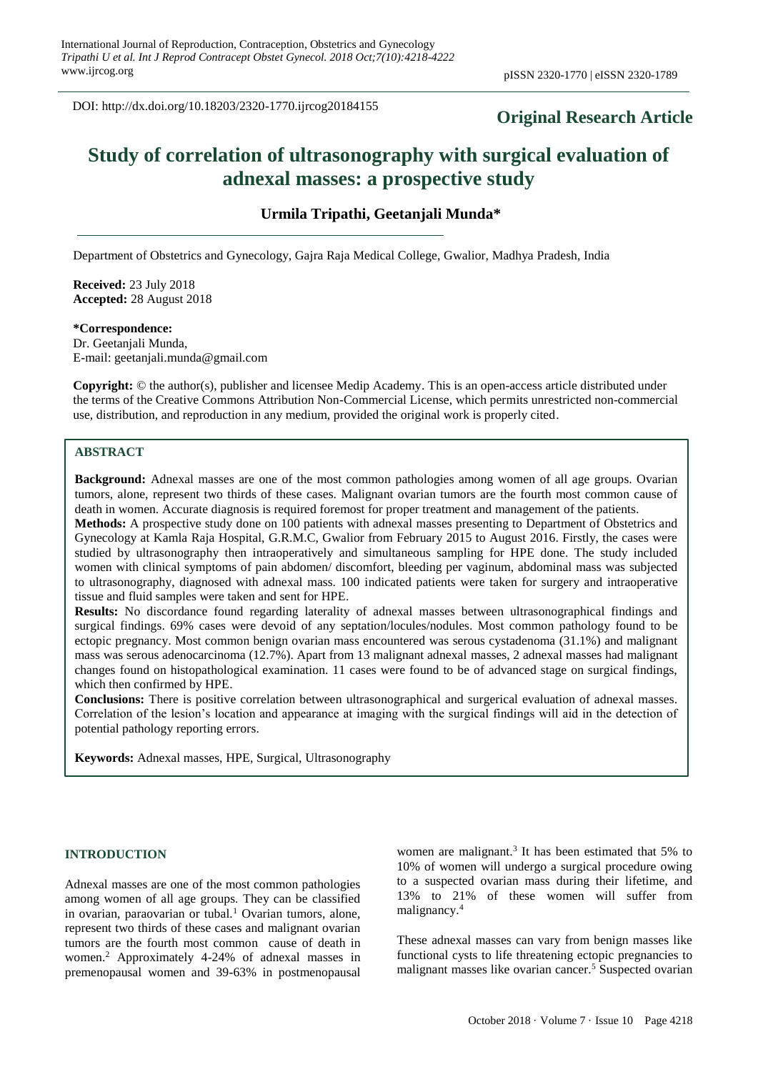DOI: http://dx.doi.org/10.18203/2320-1770.ijrcog20184155

**Original Research Article**

# Study of correlation of ultrasonography with surgical evaluation of adnexal masses: a prospective study

**Urmila Tripathi, Geetanjali Munda***

Department of Obstetrics and Gynecology, Gajra Raja Medical College, Gwalior, Madhya Pradesh, India

**Received:** 23 July 2018
**Accepted:** 28 August 2018

**\*Correspondence:**
Dr. Geetanjali Munda,
E-mail: geetanjali.munda@gmail.com

**Copyright:** © the author(s), publisher and licensee Medip Academy. This is an open-access article distributed under the terms of the Creative Commons Attribution Non-Commercial License, which permits unrestricted non-commercial use, distribution, and reproduction in any medium, provided the original work is properly cited.

## ABSTRACT

**Background:** Adnexal masses are one of the most common pathologies among women of all age groups. Ovarian tumors, alone, represent two thirds of these cases. Malignant ovarian tumors are the fourth most common cause of death in women. Accurate diagnosis is required foremost for proper treatment and management of the patients.

**Methods:** A prospective study done on 100 patients with adnexal masses presenting to Department of Obstetrics and Gynecology at Kamla Raja Hospital, G.R.M.C, Gwalior from February 2015 to August 2016. Firstly, the cases were studied by ultrasonography then intraoperatively and simultaneous sampling for HPE done. The study included women with clinical symptoms of pain abdomen/ discomfort, bleeding per vaginum, abdominal mass was subjected to ultrasonography, diagnosed with adnexal mass. 100 indicated patients were taken for surgery and intraoperative tissue and fluid samples were taken and sent for HPE.

**Results:** No discordance found regarding laterality of adnexal masses between ultrasonographical findings and surgical findings. 69% cases were devoid of any septation/locules/nodules. Most common pathology found to be ectopic pregnancy. Most common benign ovarian mass encountered was serous cystadenoma (31.1%) and malignant mass was serous adenocarcinoma (12.7%). Apart from 13 malignant adnexal masses, 2 adnexal masses had malignant changes found on histopathological examination. 11 cases were found to be of advanced stage on surgical findings, which then confirmed by HPE.

**Conclusions:** There is positive correlation between ultrasonographical and surgerical evaluation of adnexal masses. Correlation of the lesion's location and appearance at imaging with the surgical findings will aid in the detection of potential pathology reporting errors.

**Keywords:** Adnexal masses, HPE, Surgical, Ultrasonography

## INTRODUCTION

Adnexal masses are one of the most common pathologies among women of all age groups. They can be classified in ovarian, paraovarian or tubal.[1] Ovarian tumors, alone, represent two thirds of these cases and malignant ovarian tumors are the fourth most common cause of death in women.[2] Approximately 4-24% of adnexal masses in premenopausal women and 39-63% in postmenopausal women are malignant.[3] It has been estimated that 5% to 10% of women will undergo a surgical procedure owing to a suspected ovarian mass during their lifetime, and 13% to 21% of these women will suffer from malignancy.[4]

These adnexal masses can vary from benign masses like functional cysts to life threatening ectopic pregnancies to malignant masses like ovarian cancer.[5] Suspected ovarian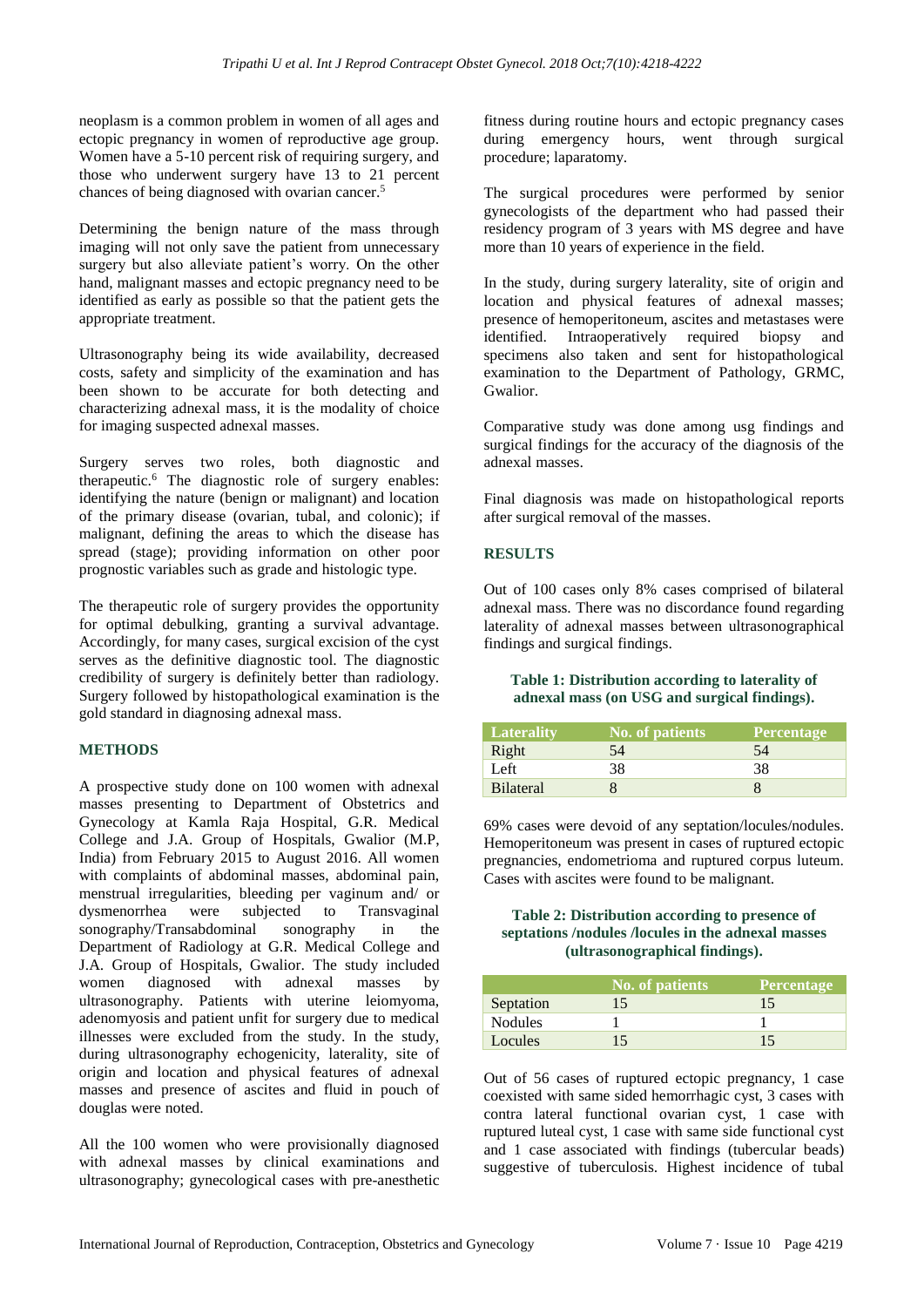neoplasm is a common problem in women of all ages and ectopic pregnancy in women of reproductive age group. Women have a 5-10 percent risk of requiring surgery, and those who underwent surgery have 13 to 21 percent chances of being diagnosed with ovarian cancer.[5]

Determining the benign nature of the mass through imaging will not only save the patient from unnecessary surgery but also alleviate patient's worry. On the other hand, malignant masses and ectopic pregnancy need to be identified as early as possible so that the patient gets the appropriate treatment.

Ultrasonography being its wide availability, decreased costs, safety and simplicity of the examination and has been shown to be accurate for both detecting and characterizing adnexal mass, it is the modality of choice for imaging suspected adnexal masses.

Surgery serves two roles, both diagnostic and therapeutic.[6] The diagnostic role of surgery enables: identifying the nature (benign or malignant) and location of the primary disease (ovarian, tubal, and colonic); if malignant, defining the areas to which the disease has spread (stage); providing information on other poor prognostic variables such as grade and histologic type.

The therapeutic role of surgery provides the opportunity for optimal debulking, granting a survival advantage. Accordingly, for many cases, surgical excision of the cyst serves as the definitive diagnostic tool. The diagnostic credibility of surgery is definitely better than radiology. Surgery followed by histopathological examination is the gold standard in diagnosing adnexal mass.

## METHODS

A prospective study done on 100 women with adnexal masses presenting to Department of Obstetrics and Gynecology at Kamla Raja Hospital, G.R. Medical College and J.A. Group of Hospitals, Gwalior (M.P, India) from February 2015 to August 2016. All women with complaints of abdominal masses, abdominal pain, menstrual irregularities, bleeding per vaginum and/ or dysmenorrhea were subjected to Transvaginal sonography/Transabdominal sonography in the Department of Radiology at G.R. Medical College and J.A. Group of Hospitals, Gwalior. The study included women diagnosed with adnexal masses by ultrasonography. Patients with uterine leiomyoma, adenomyosis and patient unfit for surgery due to medical illnesses were excluded from the study. In the study, during ultrasonography echogenicity, laterality, site of origin and location and physical features of adnexal masses and presence of ascites and fluid in pouch of douglas were noted.

All the 100 women who were provisionally diagnosed with adnexal masses by clinical examinations and ultrasonography; gynecological cases with pre-anesthetic fitness during routine hours and ectopic pregnancy cases during emergency hours, went through surgical procedure; laparatomy.

The surgical procedures were performed by senior gynecologists of the department who had passed their residency program of 3 years with MS degree and have more than 10 years of experience in the field.

In the study, during surgery laterality, site of origin and location and physical features of adnexal masses; presence of hemoperitoneum, ascites and metastases were identified. Intraoperatively required biopsy and specimens also taken and sent for histopathological examination to the Department of Pathology, GRMC, Gwalior.

Comparative study was done among usg findings and surgical findings for the accuracy of the diagnosis of the adnexal masses.

Final diagnosis was made on histopathological reports after surgical removal of the masses.

## RESULTS

Out of 100 cases only 8% cases comprised of bilateral adnexal mass. There was no discordance found regarding laterality of adnexal masses between ultrasonographical findings and surgical findings.

**Table 1: Distribution according to laterality of adnexal mass (on USG and surgical findings).**

| Laterality | No. of patients | Percentage |
|---|---|---|
| Right | 54 | 54 |
| Left | 38 | 38 |
| Bilateral | 8 | 8 |

69% cases were devoid of any septation/locules/nodules. Hemoperitoneum was present in cases of ruptured ectopic pregnancies, endometrioma and ruptured corpus luteum. Cases with ascites were found to be malignant.

**Table 2: Distribution according to presence of septations /nodules /locules in the adnexal masses (ultrasonographical findings).**

| | No. of patients | Percentage |
|---|---|---|
| Septation | 15 | 15 |
| Nodules | 1 | 1 |
| Locules | 15 | 15 |

Out of 56 cases of ruptured ectopic pregnancy, 1 case coexisted with same sided hemorrhagic cyst, 3 cases with contra lateral functional ovarian cyst, 1 case with ruptured luteal cyst, 1 case with same side functional cyst and 1 case associated with findings (tubercular beads) suggestive of tuberculosis. Highest incidence of tubal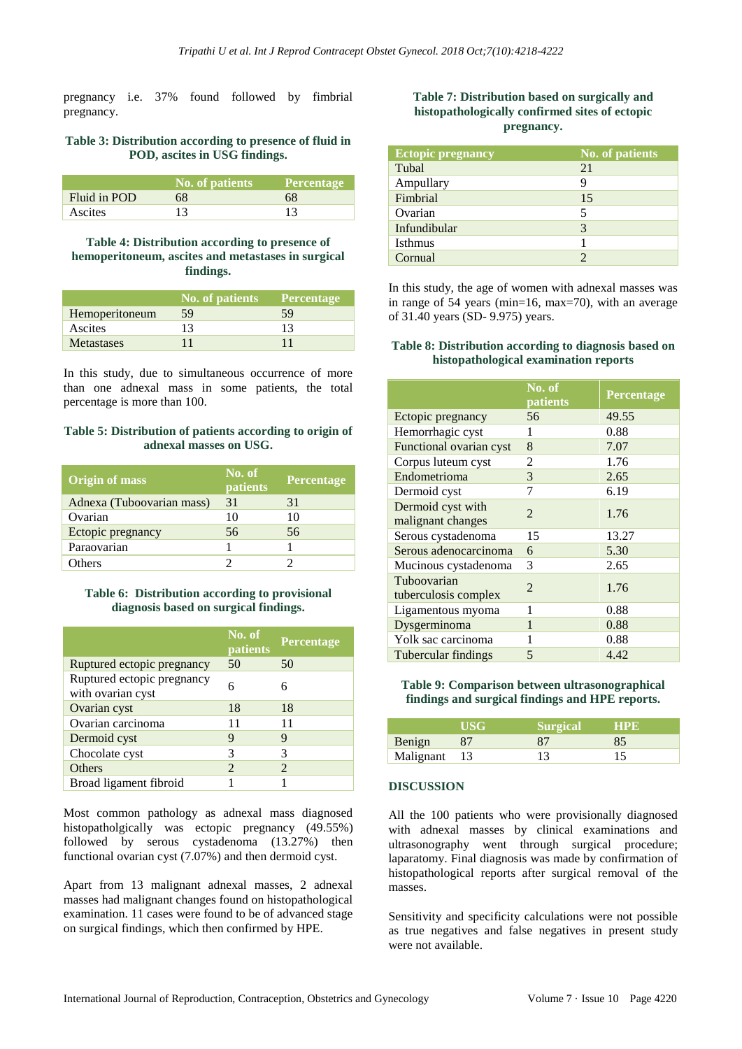pregnancy i.e. 37% found followed by fimbrial pregnancy.

**Table 3: Distribution according to presence of fluid in POD, ascites in USG findings.**

| | No. of patients | Percentage |
|---|---|---|
| Fluid in POD | 68 | 68 |
| Ascites | 13 | 13 |

**Table 4: Distribution according to presence of hemoperitoneum, ascites and metastases in surgical findings.**

| | No. of patients | Percentage |
|---|---|---|
| Hemoperitoneum | 59 | 59 |
| Ascites | 13 | 13 |
| Metastases | 11 | 11 |

In this study, due to simultaneous occurrence of more than one adnexal mass in some patients, the total percentage is more than 100.

**Table 5: Distribution of patients according to origin of adnexal masses on USG.**

| Origin of mass | No. of patients | Percentage |
|---|---|---|
| Adnexa (Tuboovarian mass) | 31 | 31 |
| Ovarian | 10 | 10 |
| Ectopic pregnancy | 56 | 56 |
| Paraovarian | 1 | 1 |
| Others | 2 | 2 |

**Table 6: Distribution according to provisional diagnosis based on surgical findings.**

| | No. of patients | Percentage |
|---|---|---|
| Ruptured ectopic pregnancy | 50 | 50 |
| Ruptured ectopic pregnancy with ovarian cyst | 6 | 6 |
| Ovarian cyst | 18 | 18 |
| Ovarian carcinoma | 11 | 11 |
| Dermoid cyst | 9 | 9 |
| Chocolate cyst | 3 | 3 |
| Others | 2 | 2 |
| Broad ligament fibroid | 1 | 1 |

Most common pathology as adnexal mass diagnosed histopatholgically was ectopic pregnancy (49.55%) followed by serous cystadenoma (13.27%) then functional ovarian cyst (7.07%) and then dermoid cyst.

Apart from 13 malignant adnexal masses, 2 adnexal masses had malignant changes found on histopathological examination. 11 cases were found to be of advanced stage on surgical findings, which then confirmed by HPE.

**Table 7: Distribution based on surgically and histopathologically confirmed sites of ectopic pregnancy.**

| Ectopic pregnancy | No. of patients |
|---|---|
| Tubal | 21 |
| Ampullary | 9 |
| Fimbrial | 15 |
| Ovarian | 5 |
| Infundibular | 3 |
| Isthmus | 1 |
| Cornual | 2 |

In this study, the age of women with adnexal masses was in range of 54 years (min=16, max=70), with an average of 31.40 years (SD- 9.975) years.

**Table 8: Distribution according to diagnosis based on histopathological examination reports**

| | No. of patients | Percentage |
|---|---|---|
| Ectopic pregnancy | 56 | 49.55 |
| Hemorrhagic cyst | 1 | 0.88 |
| Functional ovarian cyst | 8 | 7.07 |
| Corpus luteum cyst | 2 | 1.76 |
| Endometrioma | 3 | 2.65 |
| Dermoid cyst | 7 | 6.19 |
| Dermoid cyst with malignant changes | 2 | 1.76 |
| Serous cystadenoma | 15 | 13.27 |
| Serous adenocarcinoma | 6 | 5.30 |
| Mucinous cystadenoma | 3 | 2.65 |
| Tuboovarian tuberculosis complex | 2 | 1.76 |
| Ligamentous myoma | 1 | 0.88 |
| Dysgerminoma | 1 | 0.88 |
| Yolk sac carcinoma | 1 | 0.88 |
| Tubercular findings | 5 | 4.42 |

**Table 9: Comparison between ultrasonographical findings and surgical findings and HPE reports.**

| | USG | Surgical | HPE |
|---|---|---|---|
| Benign | 87 | 87 | 85 |
| Malignant | 13 | 13 | 15 |

## DISCUSSION

All the 100 patients who were provisionally diagnosed with adnexal masses by clinical examinations and ultrasonography went through surgical procedure; laparatomy. Final diagnosis was made by confirmation of histopathological reports after surgical removal of the masses.

Sensitivity and specificity calculations were not possible as true negatives and false negatives in present study were not available.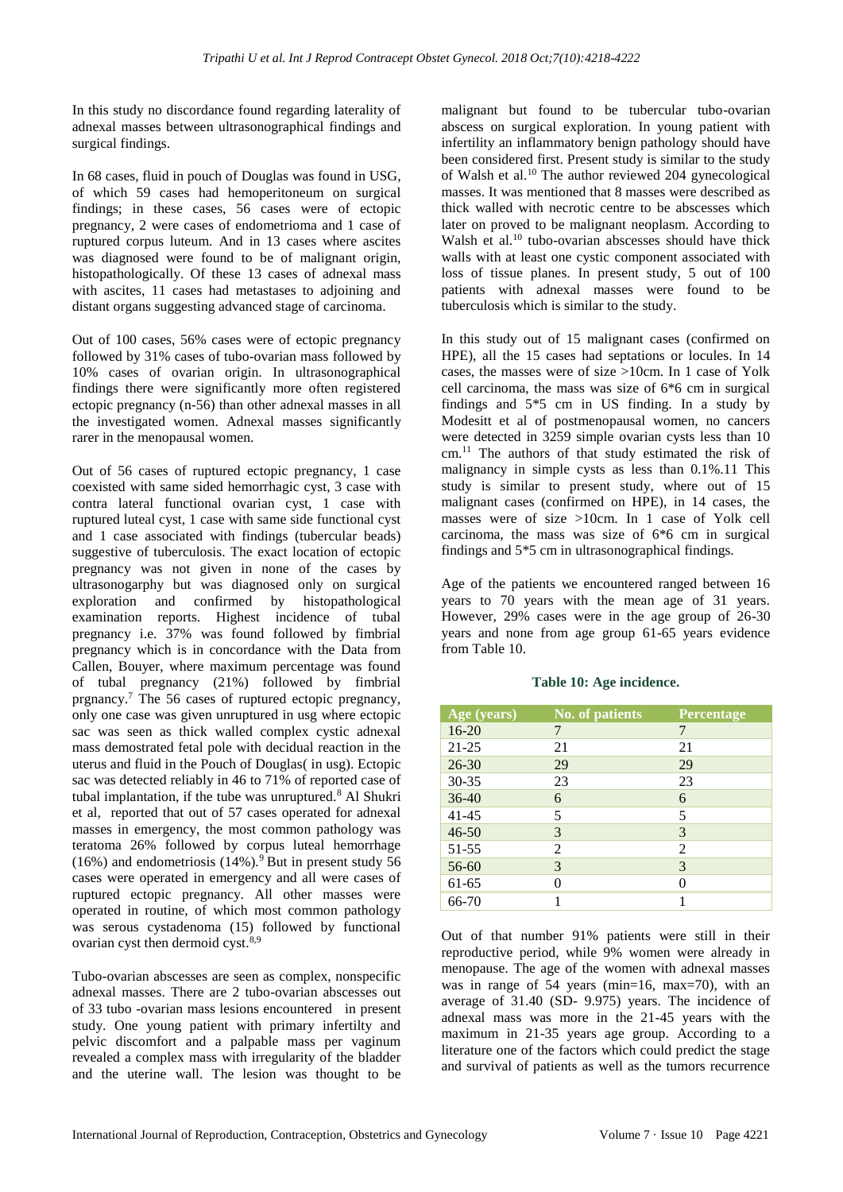In this study no discordance found regarding laterality of adnexal masses between ultrasonographical findings and surgical findings.

In 68 cases, fluid in pouch of Douglas was found in USG, of which 59 cases had hemoperitoneum on surgical findings; in these cases, 56 cases were of ectopic pregnancy, 2 were cases of endometrioma and 1 case of ruptured corpus luteum. And in 13 cases where ascites was diagnosed were found to be of malignant origin, histopathologically. Of these 13 cases of adnexal mass with ascites, 11 cases had metastases to adjoining and distant organs suggesting advanced stage of carcinoma.

Out of 100 cases, 56% cases were of ectopic pregnancy followed by 31% cases of tubo-ovarian mass followed by 10% cases of ovarian origin. In ultrasonographical findings there were significantly more often registered ectopic pregnancy (n-56) than other adnexal masses in all the investigated women. Adnexal masses significantly rarer in the menopausal women.

Out of 56 cases of ruptured ectopic pregnancy, 1 case coexisted with same sided hemorrhagic cyst, 3 case with contra lateral functional ovarian cyst, 1 case with ruptured luteal cyst, 1 case with same side functional cyst and 1 case associated with findings (tubercular beads) suggestive of tuberculosis. The exact location of ectopic pregnancy was not given in none of the cases by ultrasonogarphy but was diagnosed only on surgical exploration and confirmed by histopathological examination reports. Highest incidence of tubal pregnancy i.e. 37% was found followed by fimbrial pregnancy which is in concordance with the Data from Callen, Bouyer, where maximum percentage was found of tubal pregnancy (21%) followed by fimbrial prgnancy.[7] The 56 cases of ruptured ectopic pregnancy, only one case was given unruptured in usg where ectopic sac was seen as thick walled complex cystic adnexal mass demostrated fetal pole with decidual reaction in the uterus and fluid in the Pouch of Douglas( in usg). Ectopic sac was detected reliably in 46 to 71% of reported case of tubal implantation, if the tube was unruptured.[8] Al Shukri et al, reported that out of 57 cases operated for adnexal masses in emergency, the most common pathology was teratoma 26% followed by corpus luteal hemorrhage (16%) and endometriosis (14%).[9] But in present study 56 cases were operated in emergency and all were cases of ruptured ectopic pregnancy. All other masses were operated in routine, of which most common pathology was serous cystadenoma (15) followed by functional ovarian cyst then dermoid cyst.[8,9]

Tubo-ovarian abscesses are seen as complex, nonspecific adnexal masses. There are 2 tubo-ovarian abscesses out of 33 tubo -ovarian mass lesions encountered in present study. One young patient with primary infertilty and pelvic discomfort and a palpable mass per vaginum revealed a complex mass with irregularity of the bladder and the uterine wall. The lesion was thought to be malignant but found to be tubercular tubo-ovarian abscess on surgical exploration. In young patient with infertility an inflammatory benign pathology should have been considered first. Present study is similar to the study of Walsh et al.[10] The author reviewed 204 gynecological masses. It was mentioned that 8 masses were described as thick walled with necrotic centre to be abscesses which later on proved to be malignant neoplasm. According to Walsh et al.[10] tubo-ovarian abscesses should have thick walls with at least one cystic component associated with loss of tissue planes. In present study, 5 out of 100 patients with adnexal masses were found to be tuberculosis which is similar to the study.

In this study out of 15 malignant cases (confirmed on HPE), all the 15 cases had septations or locules. In 14 cases, the masses were of size >10cm. In 1 case of Yolk cell carcinoma, the mass was size of 6*6 cm in surgical findings and 5*5 cm in US finding. In a study by Modesitt et al of postmenopausal women, no cancers were detected in 3259 simple ovarian cysts less than 10 cm.[11] The authors of that study estimated the risk of malignancy in simple cysts as less than 0.1%.[11] This study is similar to present study, where out of 15 malignant cases (confirmed on HPE), in 14 cases, the masses were of size >10cm. In 1 case of Yolk cell carcinoma, the mass was size of 6*6 cm in surgical findings and 5*5 cm in ultrasonographical findings.

Age of the patients we encountered ranged between 16 years to 70 years with the mean age of 31 years. However, 29% cases were in the age group of 26-30 years and none from age group 61-65 years evidence from Table 10.

**Table 10: Age incidence.**

| Age (years) | No. of patients | Percentage |
|---|---|---|
| 16-20 | 7 | 7 |
| 21-25 | 21 | 21 |
| 26-30 | 29 | 29 |
| 30-35 | 23 | 23 |
| 36-40 | 6 | 6 |
| 41-45 | 5 | 5 |
| 46-50 | 3 | 3 |
| 51-55 | 2 | 2 |
| 56-60 | 3 | 3 |
| 61-65 | 0 | 0 |
| 66-70 | 1 | 1 |

Out of that number 91% patients were still in their reproductive period, while 9% women were already in menopause. The age of the women with adnexal masses was in range of 54 years (min=16, max=70), with an average of 31.40 (SD- 9.975) years. The incidence of adnexal mass was more in the 21-45 years with the maximum in 21-35 years age group. According to a literature one of the factors which could predict the stage and survival of patients as well as the tumors recurrence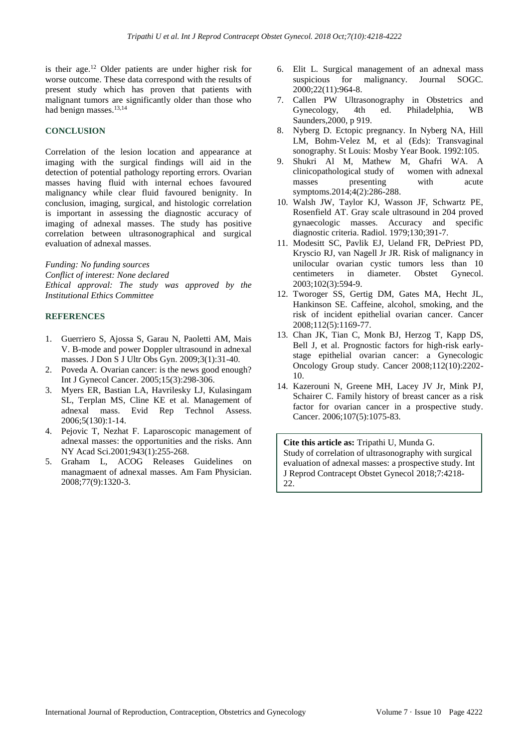is their age.[12] Older patients are under higher risk for worse outcome. These data correspond with the results of present study which has proven that patients with malignant tumors are significantly older than those who had benign masses.[13,14]

## CONCLUSION

Correlation of the lesion location and appearance at imaging with the surgical findings will aid in the detection of potential pathology reporting errors. Ovarian masses having fluid with internal echoes favoured malignancy while clear fluid favoured benignity. In conclusion, imaging, surgical, and histologic correlation is important in assessing the diagnostic accuracy of imaging of adnexal masses. The study has positive correlation between ultrasonographical and surgical evaluation of adnexal masses.

*Funding: No funding sources*
*Conflict of interest: None declared*
*Ethical approval: The study was approved by the Institutional Ethics Committee*

## REFERENCES

1. Guerriero S, Ajossa S, Garau N, Paoletti AM, Mais V. B-mode and power Doppler ultrasound in adnexal masses. J Don S J Ultr Obs Gyn. 2009;3(1):31-40.
2. Poveda A. Ovarian cancer: is the news good enough? Int J Gynecol Cancer. 2005;15(3):298-306.
3. Myers ER, Bastian LA, Havrilesky LJ, Kulasingam SL, Terplan MS, Cline KE et al. Management of adnexal mass. Evid Rep Technol Assess. 2006;5(130):1-14.
4. Pejovic T, Nezhat F. Laparoscopic management of adnexal masses: the opportunities and the risks. Ann NY Acad Sci.2001;943(1):255-268.
5. Graham L, ACOG Releases Guidelines on managmaent of adnexal masses. Am Fam Physician. 2008;77(9):1320-3.
6. Elit L. Surgical management of an adnexal mass suspicious for malignancy. Journal SOGC. 2000;22(11):964-8.
7. Callen PW Ultrasonography in Obstetrics and Gynecology, 4th ed. Philadelphia, WB Saunders,2000, p 919.
8. Nyberg D. Ectopic pregnancy. In Nyberg NA, Hill LM, Bohm-Velez M, et al (Eds): Transvaginal sonography. St Louis: Mosby Year Book. 1992:105.
9. Shukri Al M, Mathew M, Ghafri WA. A clinicopathological study of women with adnexal masses presenting with acute symptoms.2014;4(2):286-288.
10. Walsh JW, Taylor KJ, Wasson JF, Schwartz PE, Rosenfield AT. Gray scale ultrasound in 204 proved gynaecologic masses. Accuracy and specific diagnostic criteria. Radiol. 1979;130;391-7.
11. Modesitt SC, Pavlik EJ, Ueland FR, DePriest PD, Kryscio RJ, van Nagell Jr JR. Risk of malignancy in unilocular ovarian cystic tumors less than 10 centimeters in diameter. Obstet Gynecol. 2003;102(3):594-9.
12. Tworoger SS, Gertig DM, Gates MA, Hecht JL, Hankinson SE. Caffeine, alcohol, smoking, and the risk of incident epithelial ovarian cancer. Cancer 2008;112(5):1169-77.
13. Chan JK, Tian C, Monk BJ, Herzog T, Kapp DS, Bell J, et al. Prognostic factors for high-risk early-stage epithelial ovarian cancer: a Gynecologic Oncology Group study. Cancer 2008;112(10):2202-10.
14. Kazerouni N, Greene MH, Lacey JV Jr, Mink PJ, Schairer C. Family history of breast cancer as a risk factor for ovarian cancer in a prospective study. Cancer. 2006;107(5):1075-83.

**Cite this article as:** Tripathi U, Munda G. Study of correlation of ultrasonography with surgical evaluation of adnexal masses: a prospective study. Int J Reprod Contracept Obstet Gynecol 2018;7:4218-22.